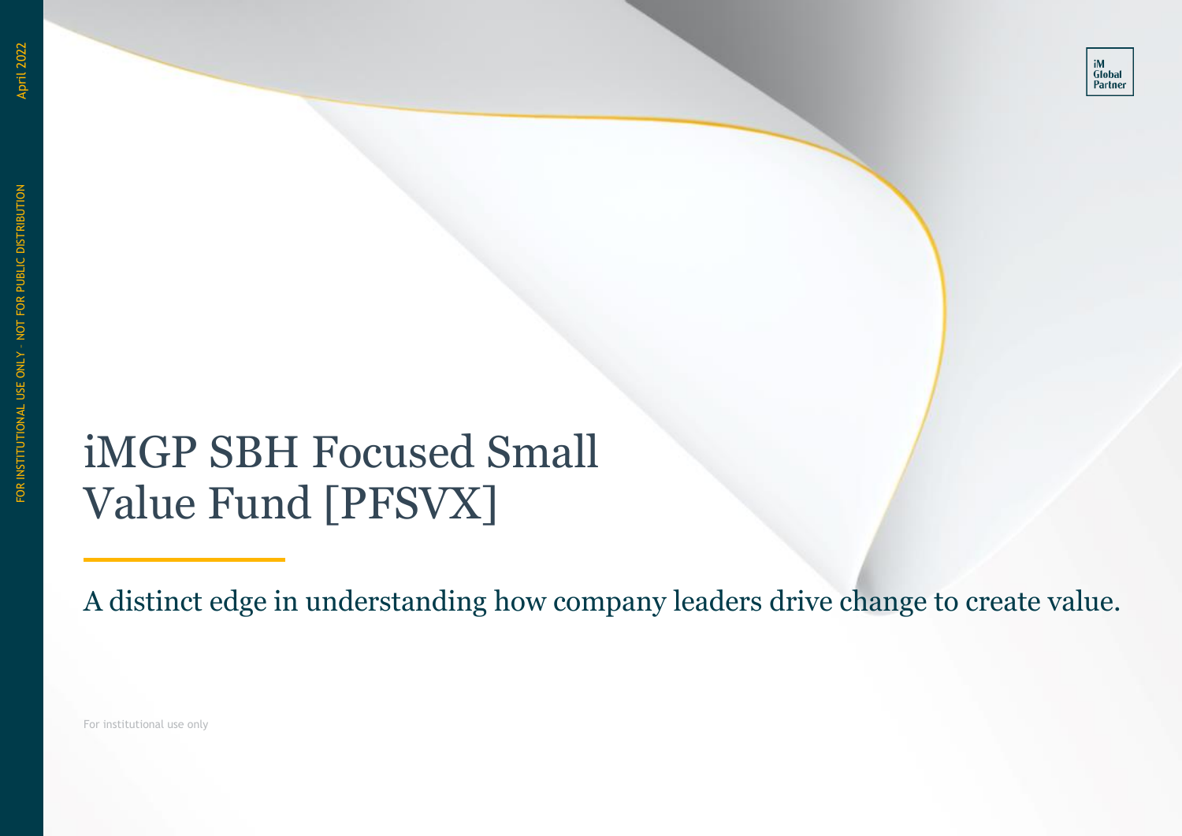# iMGP SBH Focused Small Value Fund [PFSVX]

A distinct edge in understanding how company leaders drive change to create value.

For institutional use only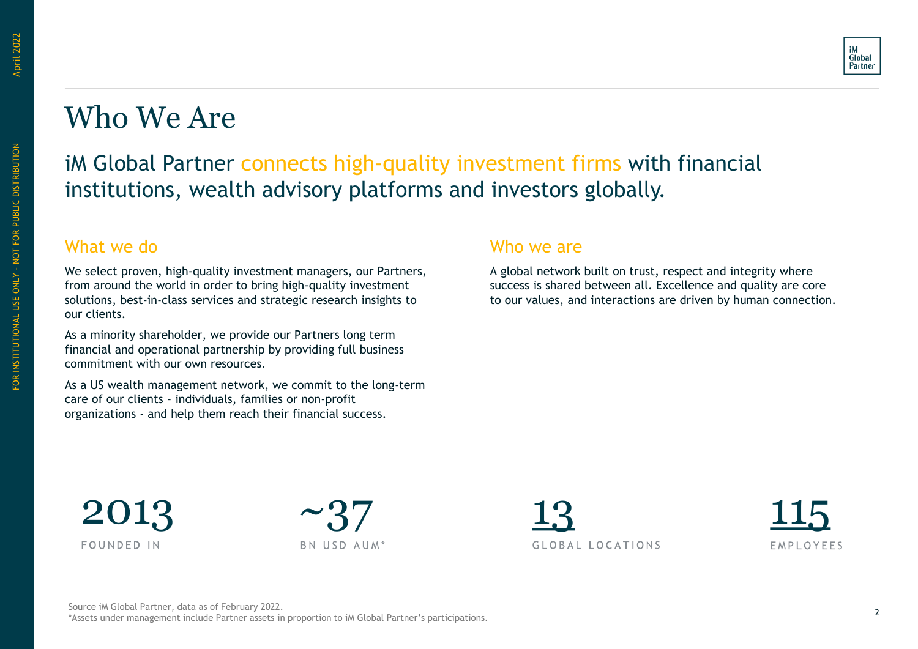# Who We Are

## iM Global Partner connects high-quality investment firms with financial institutions, wealth advisory platforms and investors globally.

### What we do

We select proven, high-quality investment managers, our Partners, from around the world in order to bring high-quality investment solutions, best-in-class services and strategic research insights to our clients.

As a minority shareholder, we provide our Partners long term financial and operational partnership by providing full business commitment with our own resources.

As a US wealth management network, we commit to the long-term care of our clients - individuals, families or non-profit organizations - and help them reach their financial success.

### Who we are

A global network built on trust, respect and integrity where success is shared between all. Excellence and quality are core to our values, and interactions are driven by human connection.

**2013**
FOUNDED IN

**~37**
BN USD AUM*

**13**
GLOBAL LOCATIONS

**115**
EMPLOYEES

Source iM Global Partner, data as of February 2022.
*Assets under management include Partner assets in proportion to iM Global Partner's participations.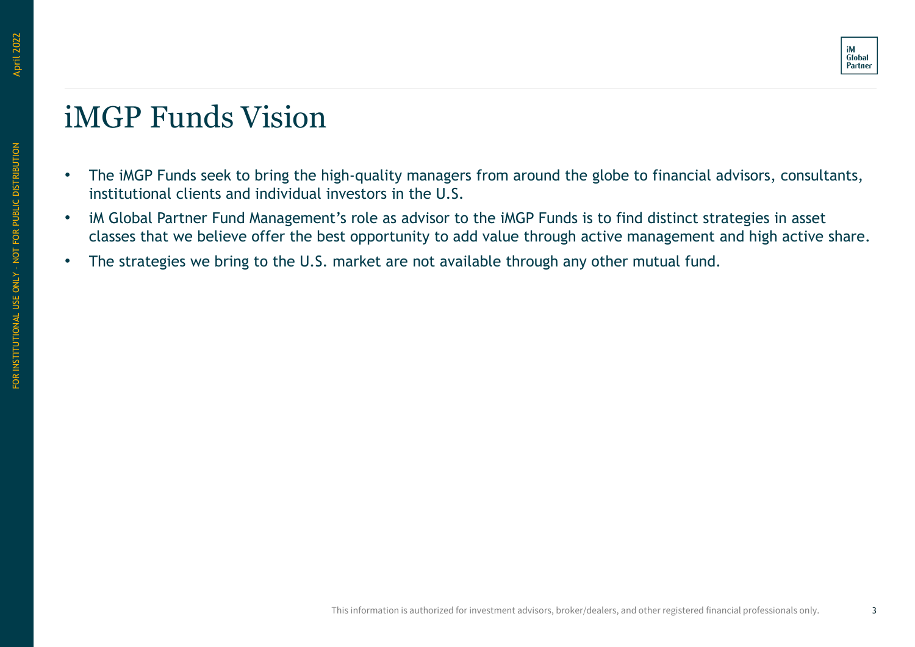# iMGP Funds Vision

- The iMGP Funds seek to bring the high-quality managers from around the globe to financial advisors, consultants, institutional clients and individual investors in the U.S.
- iM Global Partner Fund Management's role as advisor to the iMGP Funds is to find distinct strategies in asset classes that we believe offer the best opportunity to add value through active management and high active share.
- The strategies we bring to the U.S. market are not available through any other mutual fund.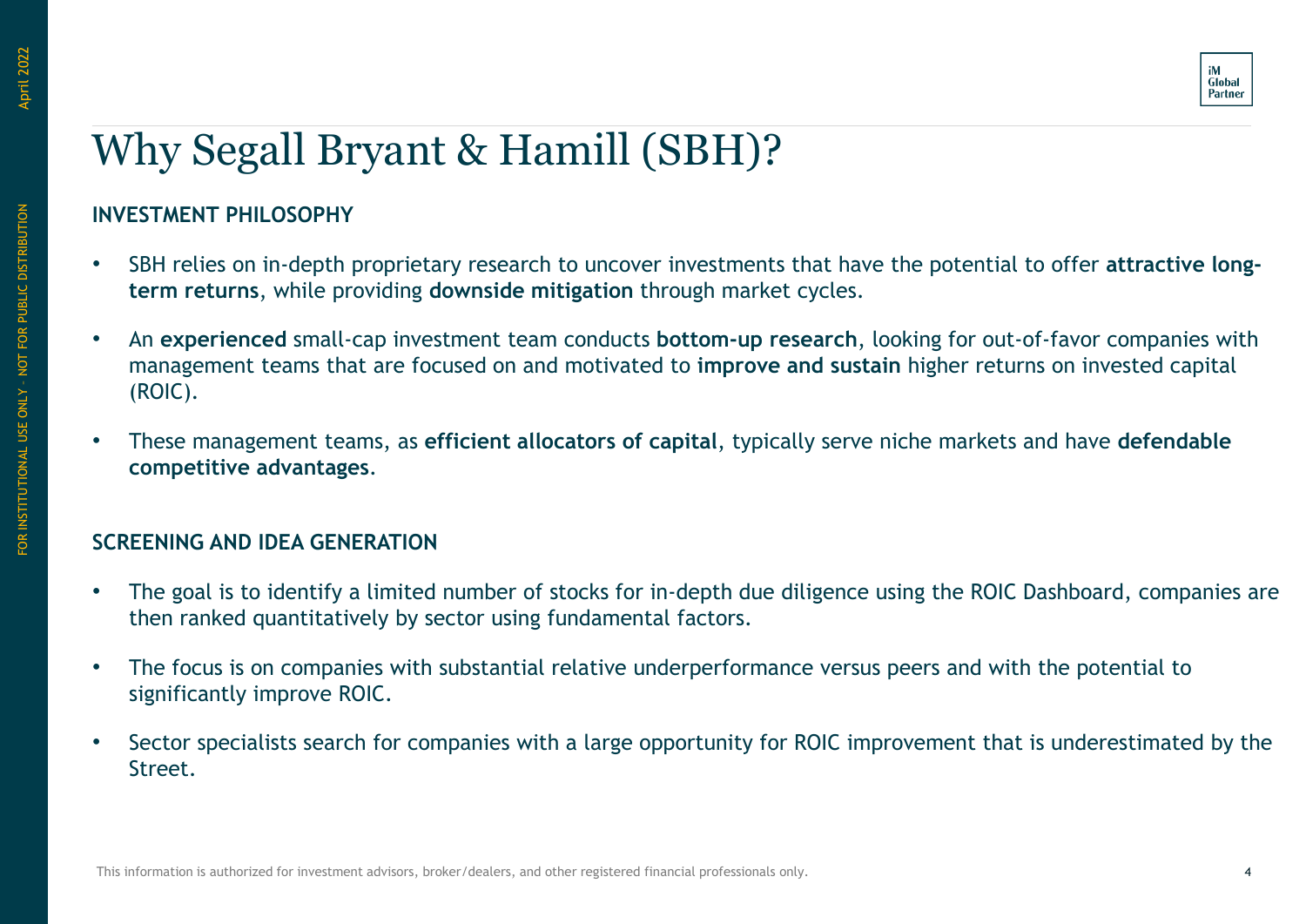# Why Segall Bryant & Hamill (SBH)?

## INVESTMENT PHILOSOPHY

- SBH relies on in-depth proprietary research to uncover investments that have the potential to offer **attractive long-term returns**, while providing **downside mitigation** through market cycles.
- An **experienced** small-cap investment team conducts **bottom-up research**, looking for out-of-favor companies with management teams that are focused on and motivated to **improve and sustain** higher returns on invested capital (ROIC).
- These management teams, as **efficient allocators of capital**, typically serve niche markets and have **defendable competitive advantages**.

## SCREENING AND IDEA GENERATION

- The goal is to identify a limited number of stocks for in-depth due diligence using the ROIC Dashboard, companies are then ranked quantitatively by sector using fundamental factors.
- The focus is on companies with substantial relative underperformance versus peers and with the potential to significantly improve ROIC.
- Sector specialists search for companies with a large opportunity for ROIC improvement that is underestimated by the Street.

This information is authorized for investment advisors, broker/dealers, and other registered financial professionals only.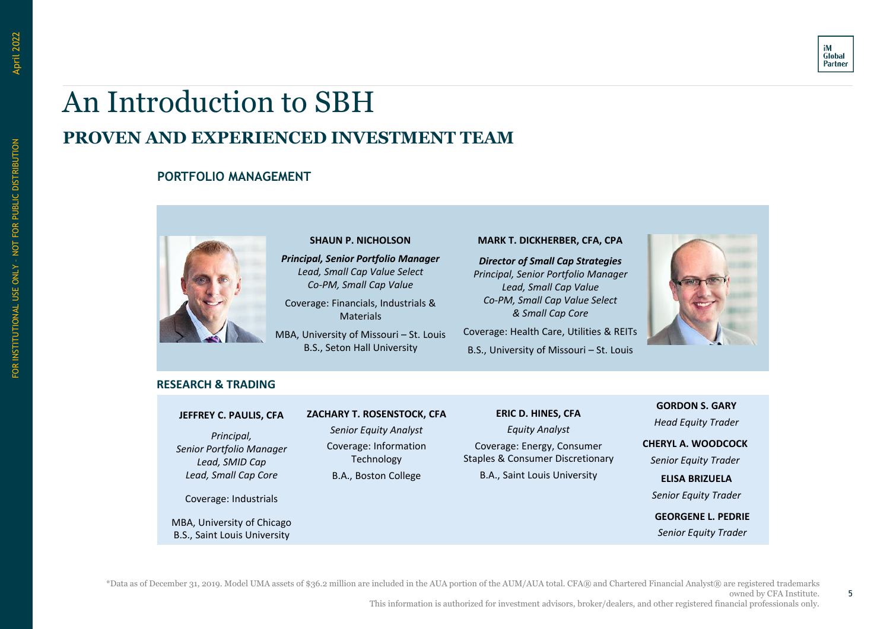# An Introduction to SBH

## PROVEN AND EXPERIENCED INVESTMENT TEAM

### PORTFOLIO MANAGEMENT

**SHAUN P. NICHOLSON**

***Principal, Senior Portfolio Manager***
*Lead, Small Cap Value Select*
*Co-PM, Small Cap Value*

Coverage: Financials, Industrials & Materials

MBA, University of Missouri – St. Louis
B.S., Seton Hall University

**MARK T. DICKHERBER, CFA, CPA**

***Director of Small Cap Strategies***
*Principal, Senior Portfolio Manager*
*Lead, Small Cap Value*
*Co-PM, Small Cap Value Select & Small Cap Core*

Coverage: Health Care, Utilities & REITs

B.S., University of Missouri – St. Louis

### RESEARCH & TRADING

**JEFFREY C. PAULIS, CFA**

*Principal,*
*Senior Portfolio Manager*
*Lead, SMID Cap*
*Lead, Small Cap Core*

Coverage: Industrials

MBA, University of Chicago
B.S., Saint Louis University

**ZACHARY T. ROSENSTOCK, CFA**

*Senior Equity Analyst*

Coverage: Information Technology

B.A., Boston College

**ERIC D. HINES, CFA**

*Equity Analyst*

Coverage: Energy, Consumer Staples & Consumer Discretionary

B.A., Saint Louis University

**GORDON S. GARY**
*Head Equity Trader*

**CHERYL A. WOODCOCK**
*Senior Equity Trader*

**ELISA BRIZUELA**
*Senior Equity Trader*

**GEORGENE L. PEDRIE**
*Senior Equity Trader*

*Data as of December 31, 2019. Model UMA assets of $36.2 million are included in the AUA portion of the AUM/AUA total. CFA® and Chartered Financial Analyst® are registered trademarks owned by CFA Institute.

This information is authorized for investment advisors, broker/dealers, and other registered financial professionals only.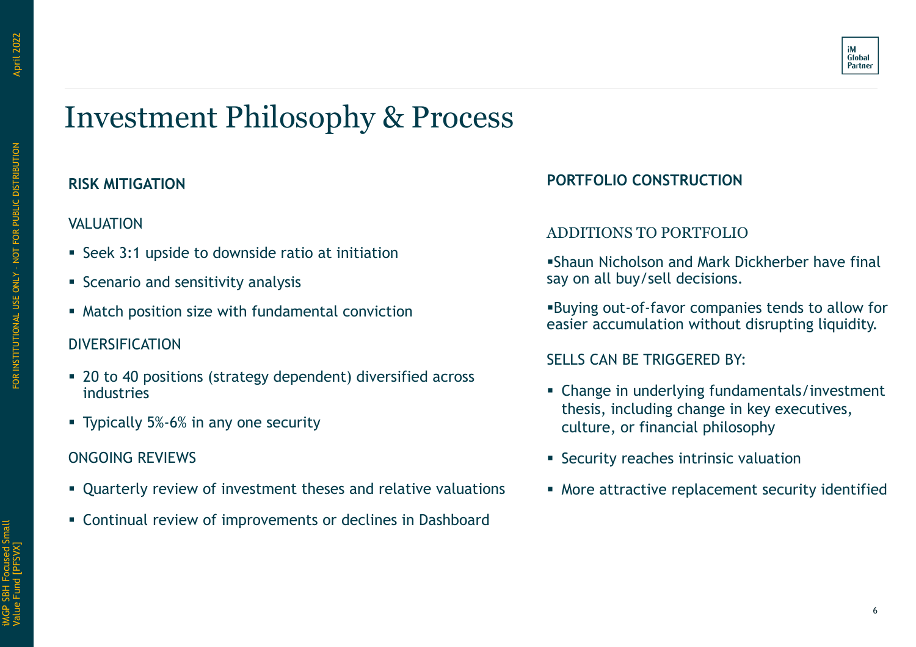# Investment Philosophy & Process

## RISK MITIGATION

### VALUATION

- Seek 3:1 upside to downside ratio at initiation
- Scenario and sensitivity analysis
- Match position size with fundamental conviction

### DIVERSIFICATION

- 20 to 40 positions (strategy dependent) diversified across industries
- Typically 5%-6% in any one security

### ONGOING REVIEWS

- Quarterly review of investment theses and relative valuations
- Continual review of improvements or declines in Dashboard

## PORTFOLIO CONSTRUCTION

### ADDITIONS TO PORTFOLIO

- Shaun Nicholson and Mark Dickherber have final say on all buy/sell decisions.
- Buying out-of-favor companies tends to allow for easier accumulation without disrupting liquidity.

### SELLS CAN BE TRIGGERED BY:

- Change in underlying fundamentals/investment thesis, including change in key executives, culture, or financial philosophy
- Security reaches intrinsic valuation
- More attractive replacement security identified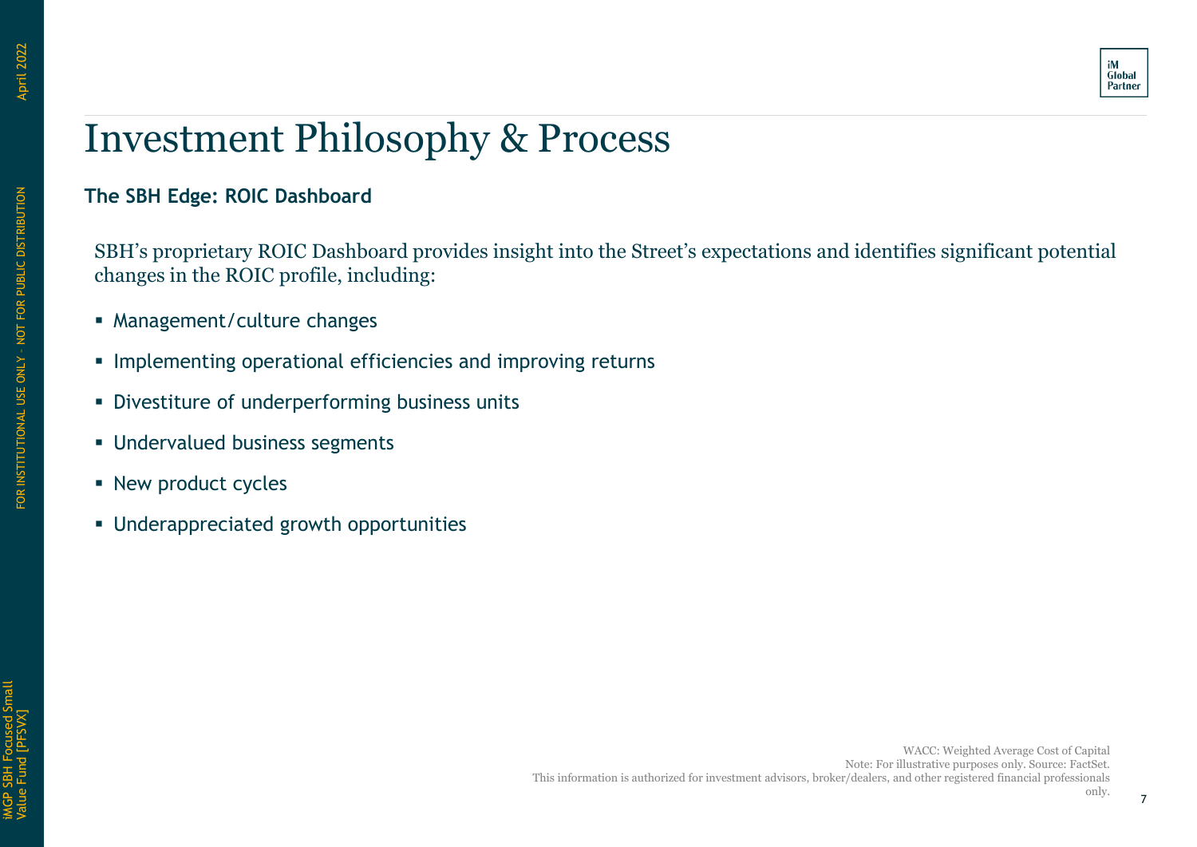# Investment Philosophy & Process

**The SBH Edge: ROIC Dashboard**

SBH's proprietary ROIC Dashboard provides insight into the Street's expectations and identifies significant potential changes in the ROIC profile, including:

- Management/culture changes
- Implementing operational efficiencies and improving returns
- Divestiture of underperforming business units
- Undervalued business segments
- New product cycles
- Underappreciated growth opportunities

WACC: Weighted Average Cost of Capital
Note: For illustrative purposes only. Source: FactSet.
This information is authorized for investment advisors, broker/dealers, and other registered financial professionals only.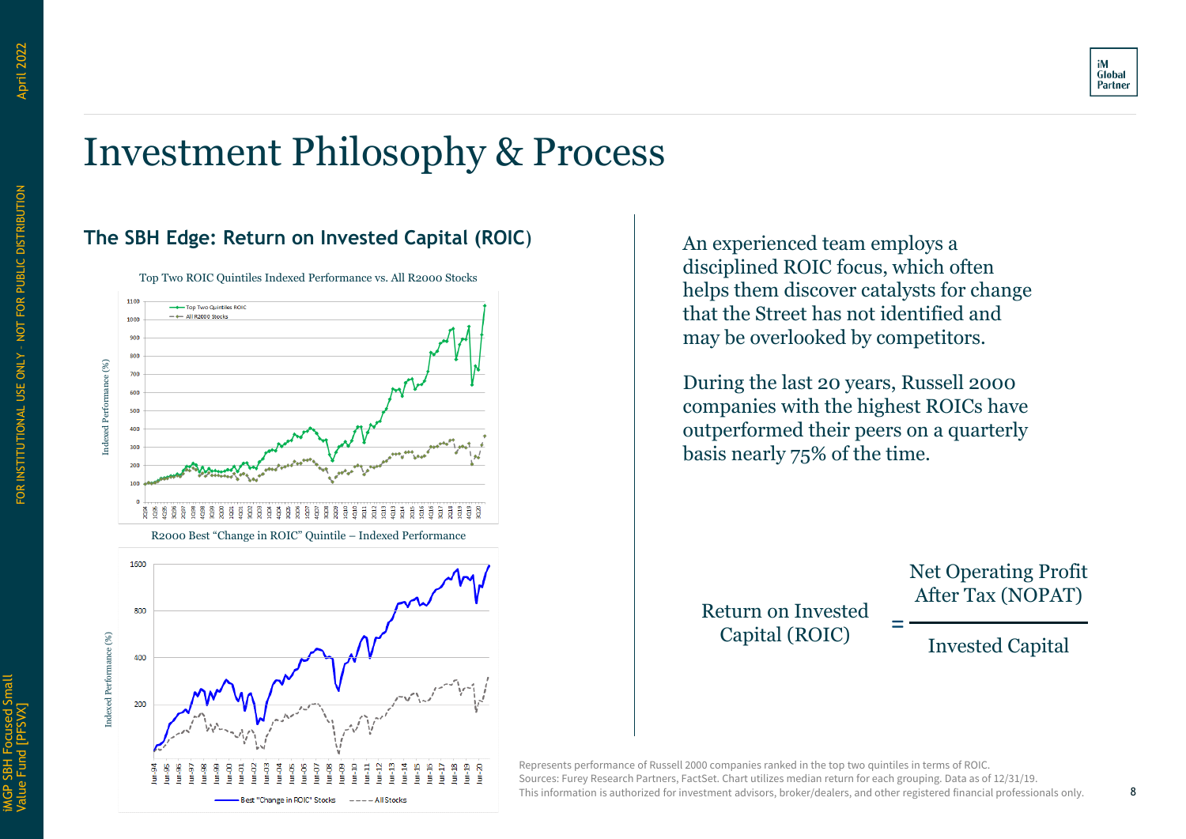# Investment Philosophy & Process

## The SBH Edge: Return on Invested Capital (ROIC)

Top Two ROIC Quintiles Indexed Performance vs. All R2000 Stocks

R2000 Best "Change in ROIC" Quintile – Indexed Performance

An experienced team employs a disciplined ROIC focus, which often helps them discover catalysts for change that the Street has not identified and may be overlooked by competitors.

During the last 20 years, Russell 2000 companies with the highest ROICs have outperformed their peers on a quarterly basis nearly 75% of the time.

$$\text{Return on Invested Capital (ROIC)} = \frac{\text{Net Operating Profit After Tax (NOPAT)}}{\text{Invested Capital}}$$

Represents performance of Russell 2000 companies ranked in the top two quintiles in terms of ROIC.
Sources: Furey Research Partners, FactSet. Chart utilizes median return for each grouping. Data as of 12/31/19.
This information is authorized for investment advisors, broker/dealers, and other registered financial professionals only.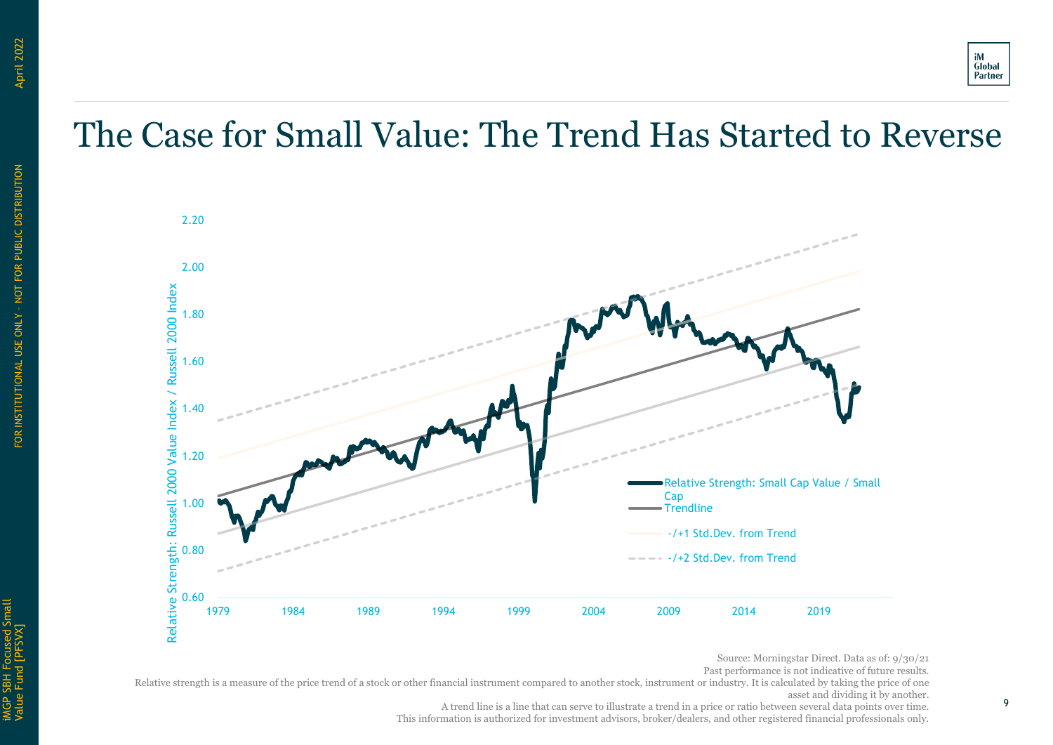# The Case for Small Value: The Trend Has Started to Reverse

Relative Strength: Russell 2000 Value Index / Russell 2000 Index

- Relative Strength: Small Cap Value / Small Cap
- Trendline
- -/+1 Std.Dev. from Trend
- -/+2 Std.Dev. from Trend

Source: Morningstar Direct. Data as of: 9/30/21

Past performance is not indicative of future results.

Relative strength is a measure of the price trend of a stock or other financial instrument compared to another stock, instrument or industry. It is calculated by taking the price of one asset and dividing it by another.

A trend line is a line that can serve to illustrate a trend in a price or ratio between several data points over time.

This information is authorized for investment advisors, broker/dealers, and other registered financial professionals only.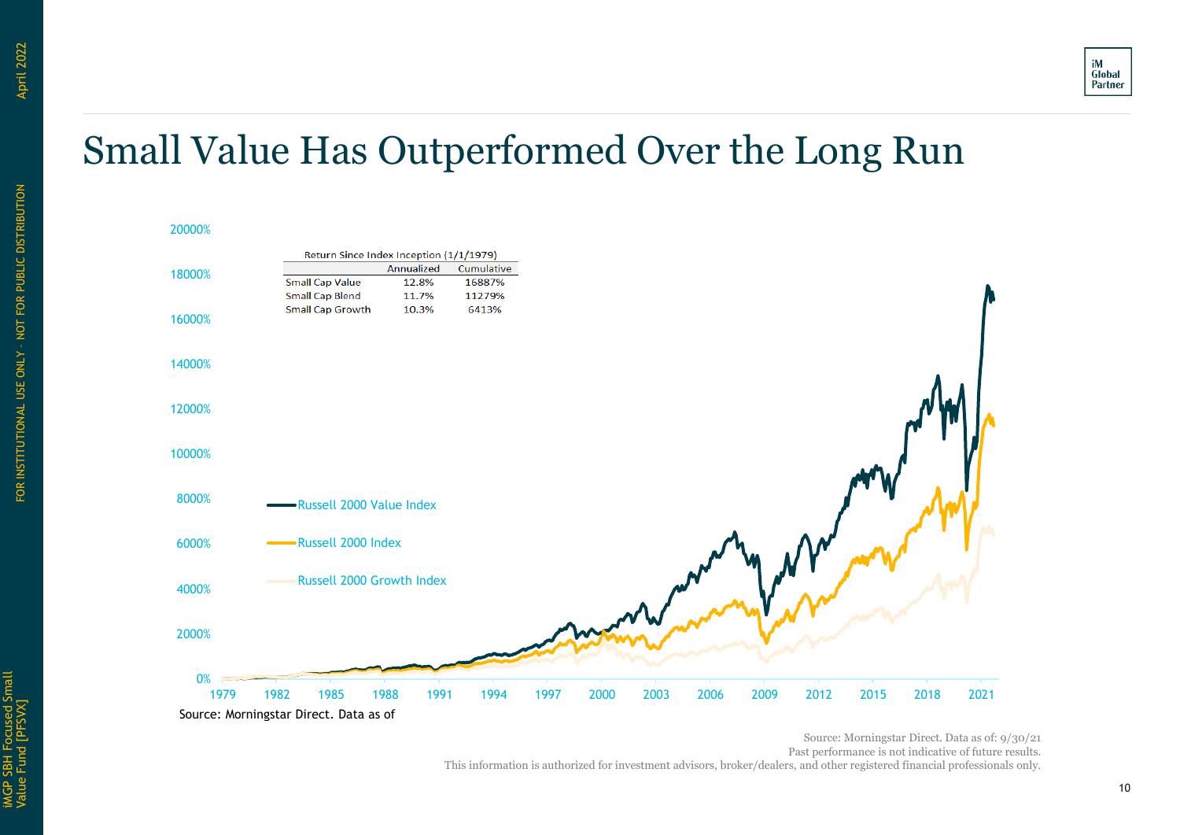# Small Value Has Outperformed Over the Long Run

| Return Since Index Inception (1/1/1979) | Annualized | Cumulative |
|---|---|---|
| Small Cap Value | 12.8% | 16887% |
| Small Cap Blend | 11.7% | 11279% |
| Small Cap Growth | 10.3% | 6413% |

Russell 2000 Value Index

Russell 2000 Index

Russell 2000 Growth Index

Source: Morningstar Direct. Data as of

Source: Morningstar Direct. Data as of: 9/30/21
Past performance is not indicative of future results.
This information is authorized for investment advisors, broker/dealers, and other registered financial professionals only.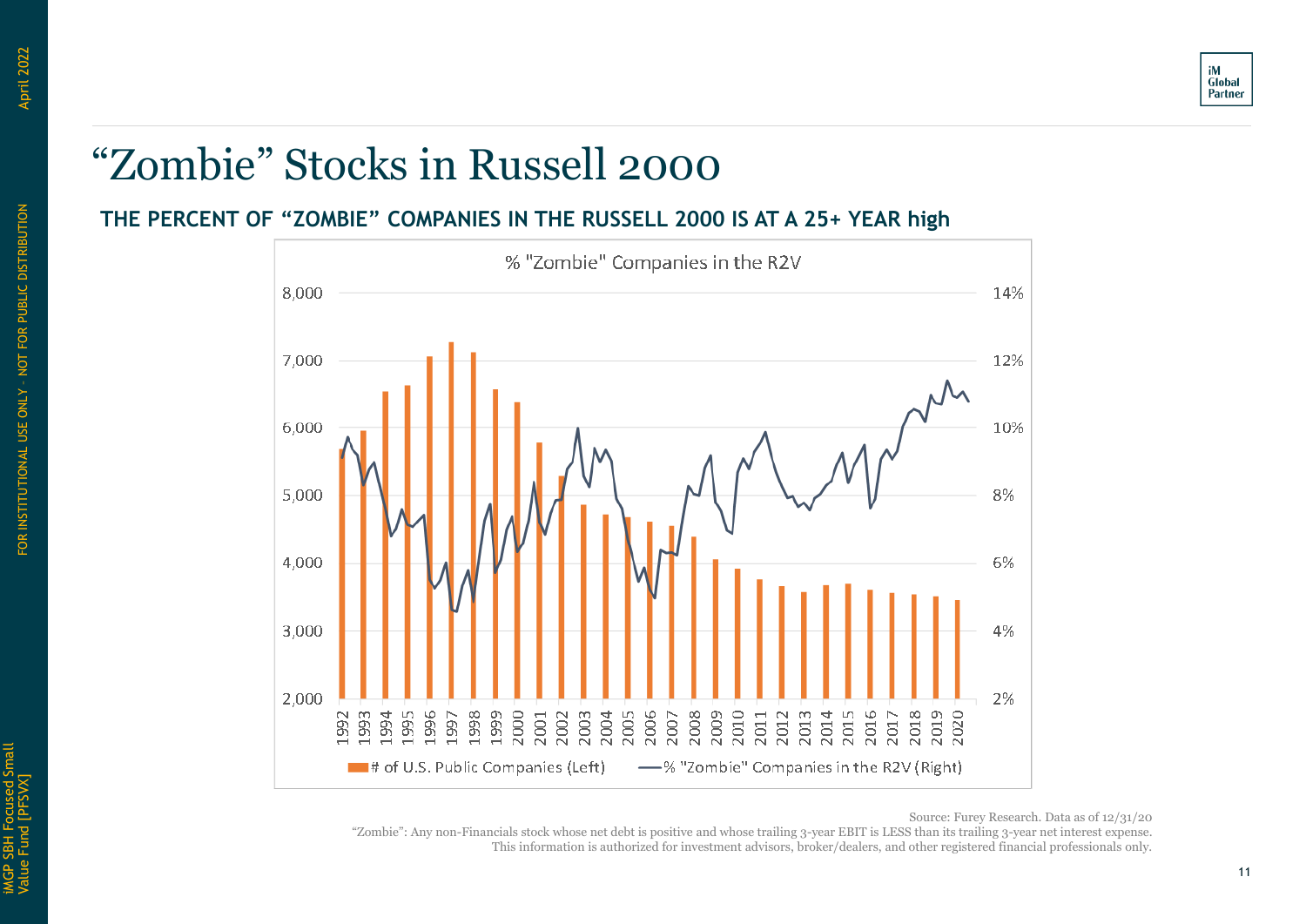# "Zombie" Stocks in Russell 2000

## THE PERCENT OF "ZOMBIE" COMPANIES IN THE RUSSELL 2000 IS AT A 25+ YEAR high

% "Zombie" Companies in the R2V

Legend: # of U.S. Public Companies (Left) — % "Zombie" Companies in the R2V (Right)

Source: Furey Research. Data as of 12/31/20

"Zombie": Any non-Financials stock whose net debt is positive and whose trailing 3-year EBIT is LESS than its trailing 3-year net interest expense.

This information is authorized for investment advisors, broker/dealers, and other registered financial professionals only.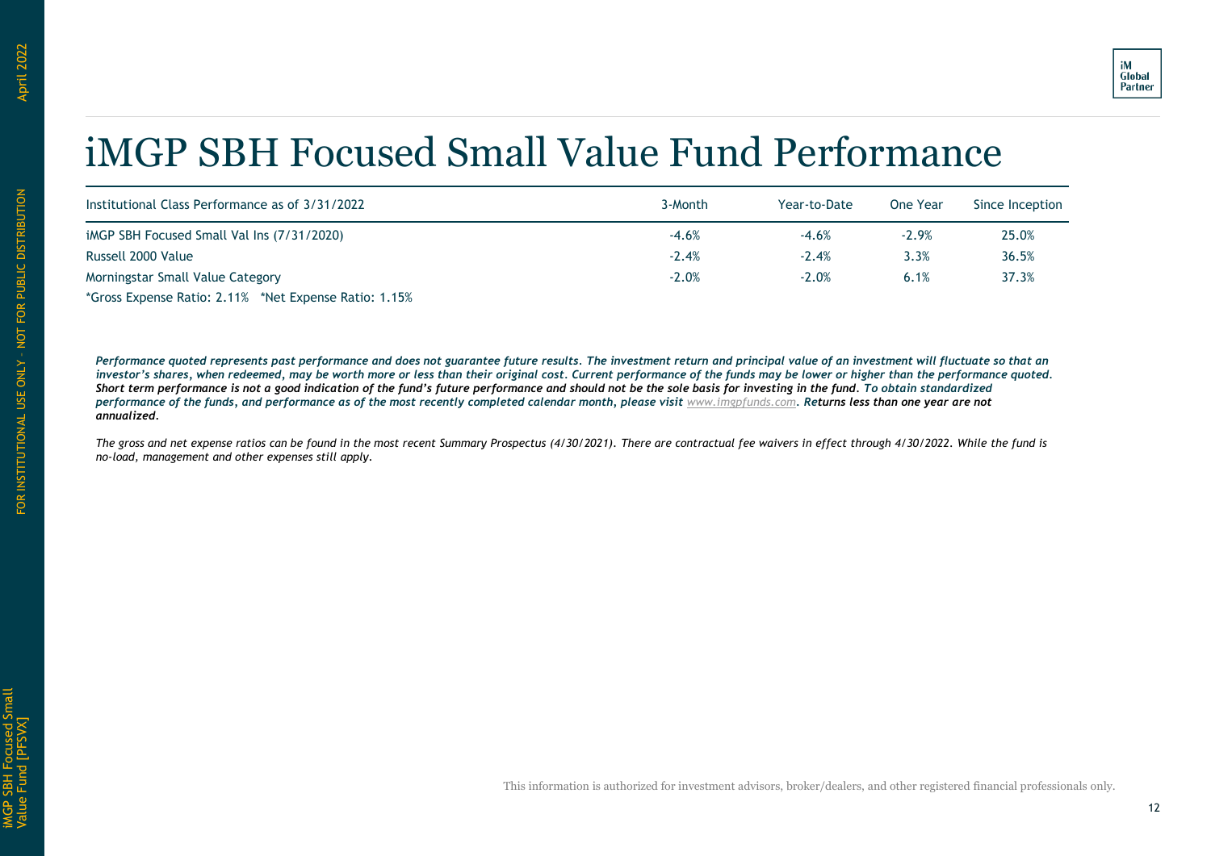# iMGP SBH Focused Small Value Fund Performance

| Institutional Class Performance as of 3/31/2022 | 3-Month | Year-to-Date | One Year | Since Inception |
|---|---|---|---|---|
| iMGP SBH Focused Small Val Ins (7/31/2020) | -4.6% | -4.6% | -2.9% | 25.0% |
| Russell 2000 Value | -2.4% | -2.4% | 3.3% | 36.5% |
| Morningstar Small Value Category | -2.0% | -2.0% | 6.1% | 37.3% |

*Gross Expense Ratio: 2.11% *Net Expense Ratio: 1.15%

***Performance quoted represents past performance and does not guarantee future results. The investment return and principal value of an investment will fluctuate so that an investor's shares, when redeemed, may be worth more or less than their original cost. Current performance of the funds may be lower or higher than the performance quoted. Short term performance is not a good indication of the fund's future performance and should not be the sole basis for investing in the fund. To obtain standardized performance of the funds, and performance as of the most recently completed calendar month, please visit www.imgpfunds.com. Returns less than one year are not annualized.***

*The gross and net expense ratios can be found in the most recent Summary Prospectus (4/30/2021). There are contractual fee waivers in effect through 4/30/2022. While the fund is no-load, management and other expenses still apply.*

This information is authorized for investment advisors, broker/dealers, and other registered financial professionals only.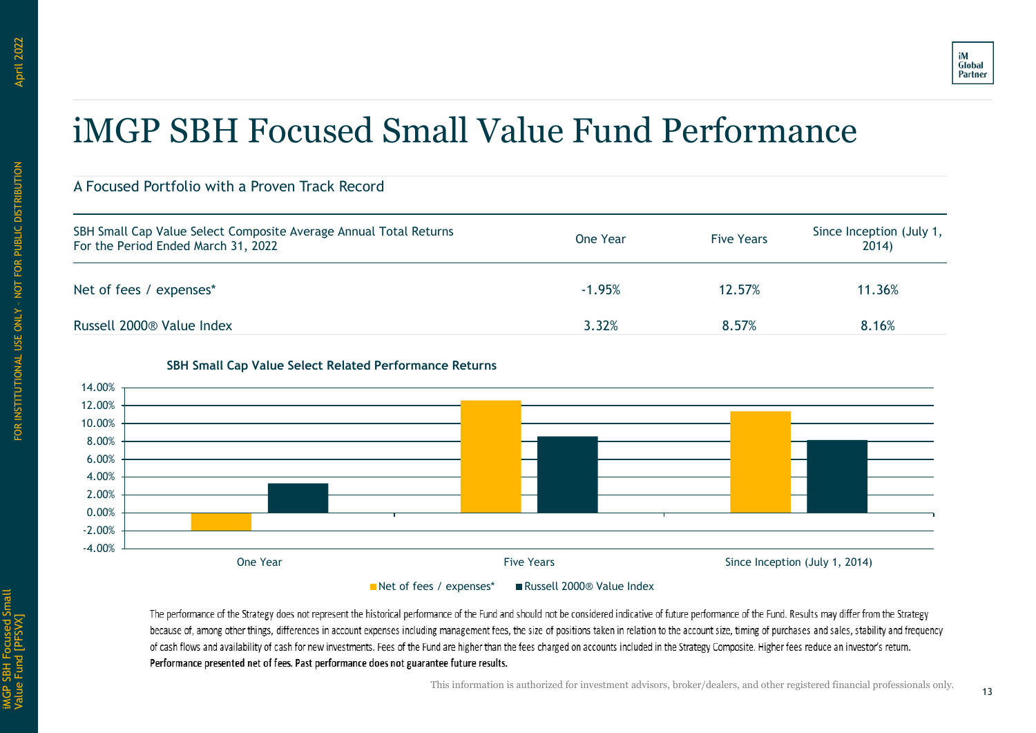# iMGP SBH Focused Small Value Fund Performance

A Focused Portfolio with a Proven Track Record

| SBH Small Cap Value Select Composite Average Annual Total Returns For the Period Ended March 31, 2022 | One Year | Five Years | Since Inception (July 1, 2014) |
|---|---|---|---|
| Net of fees / expenses* | -1.95% | 12.57% | 11.36% |
| Russell 2000® Value Index | 3.32% | 8.57% | 8.16% |

**SBH Small Cap Value Select Related Performance Returns**

| | One Year | Five Years | Since Inception (July 1, 2014) |
|---|---|---|---|
| Net of fees / expenses* | -1.95% | 12.57% | 11.36% |
| Russell 2000® Value Index | 3.32% | 8.57% | 8.16% |

The performance of the Strategy does not represent the historical performance of the Fund and should not be considered indicative of future performance of the Fund. Results may differ from the Strategy because of, among other things, differences in account expenses including management fees, the size of positions taken in relation to the account size, timing of purchases and sales, stability and frequency of cash flows and availability of cash for new investments. Fees of the Fund are higher than the fees charged on accounts included in the Strategy Composite. Higher fees reduce an investor's return. **Performance presented net of fees. Past performance does not guarantee future results.**

This information is authorized for investment advisors, broker/dealers, and other registered financial professionals only.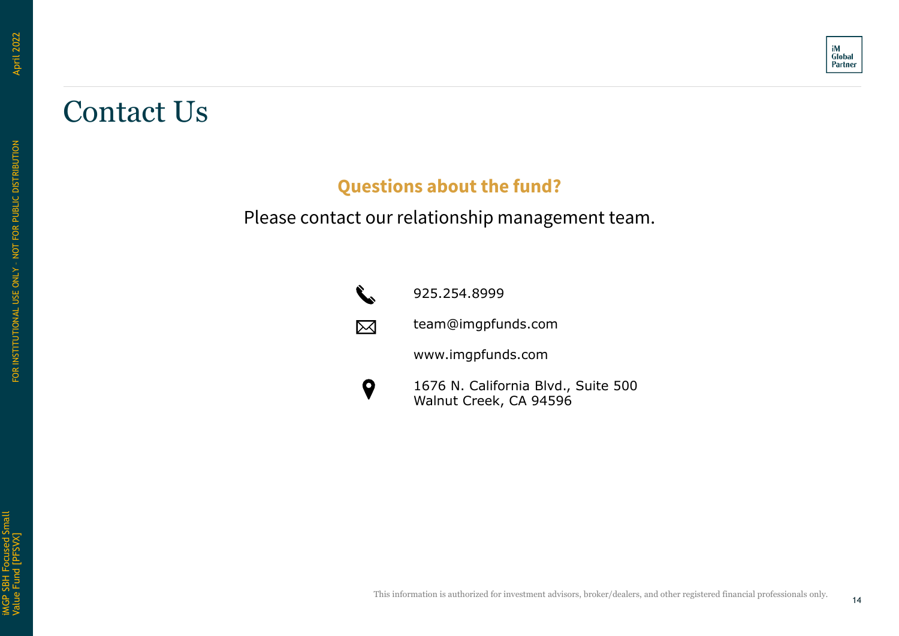# Contact Us

## Questions about the fund?

Please contact our relationship management team.

925.254.8999

team@imgpfunds.com

www.imgpfunds.com

1676 N. California Blvd., Suite 500
Walnut Creek, CA 94596

This information is authorized for investment advisors, broker/dealers, and other registered financial professionals only.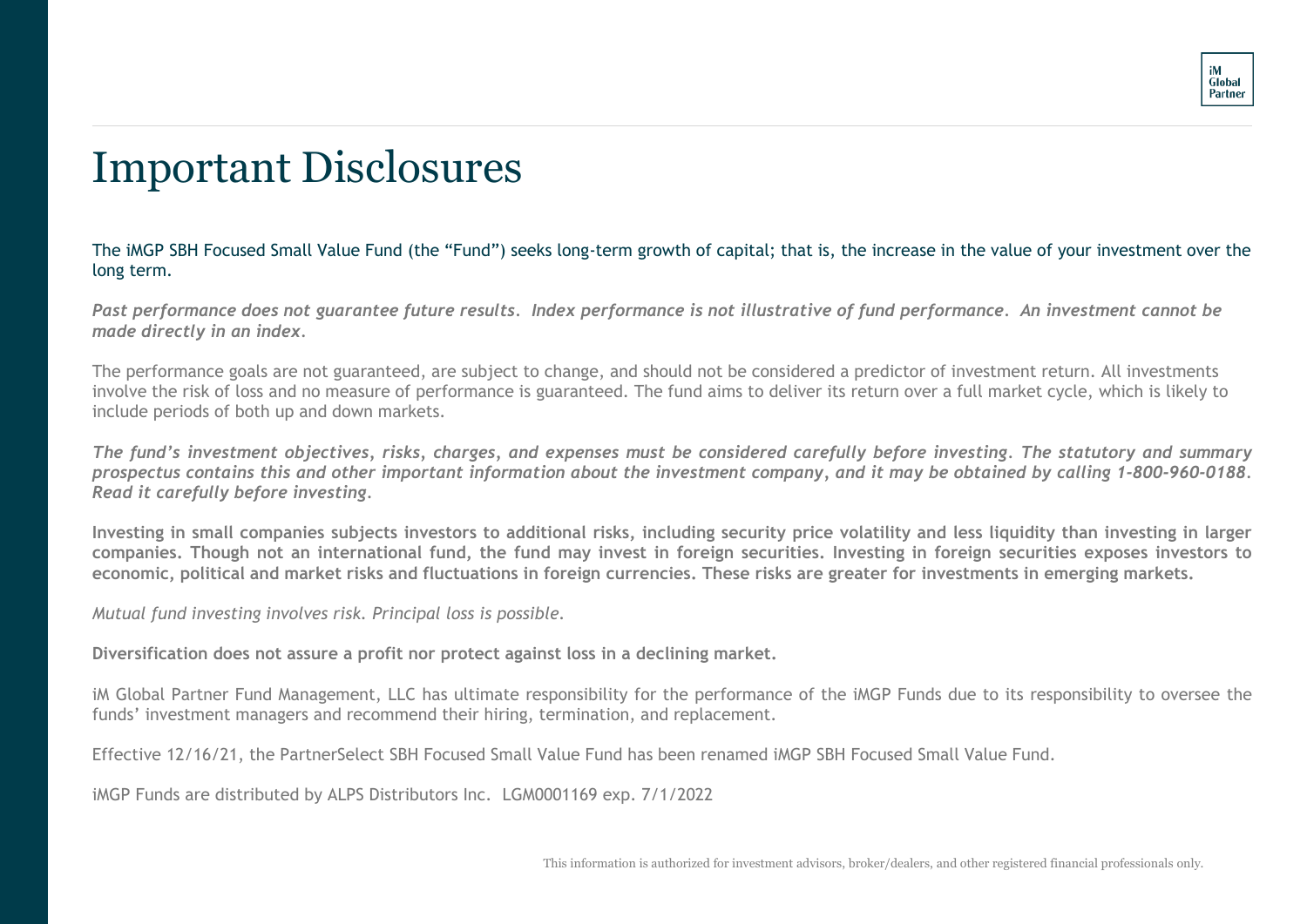# Important Disclosures

The iMGP SBH Focused Small Value Fund (the "Fund") seeks long-term growth of capital; that is, the increase in the value of your investment over the long term.

***Past performance does not guarantee future results. Index performance is not illustrative of fund performance. An investment cannot be made directly in an index.***

The performance goals are not guaranteed, are subject to change, and should not be considered a predictor of investment return. All investments involve the risk of loss and no measure of performance is guaranteed. The fund aims to deliver its return over a full market cycle, which is likely to include periods of both up and down markets.

***The fund's investment objectives, risks, charges, and expenses must be considered carefully before investing. The statutory and summary prospectus contains this and other important information about the investment company, and it may be obtained by calling 1-800-960-0188. Read it carefully before investing.***

**Investing in small companies subjects investors to additional risks, including security price volatility and less liquidity than investing in larger companies. Though not an international fund, the fund may invest in foreign securities. Investing in foreign securities exposes investors to economic, political and market risks and fluctuations in foreign currencies. These risks are greater for investments in emerging markets.**

*Mutual fund investing involves risk. Principal loss is possible.*

**Diversification does not assure a profit nor protect against loss in a declining market.**

iM Global Partner Fund Management, LLC has ultimate responsibility for the performance of the iMGP Funds due to its responsibility to oversee the funds' investment managers and recommend their hiring, termination, and replacement.

Effective 12/16/21, the PartnerSelect SBH Focused Small Value Fund has been renamed iMGP SBH Focused Small Value Fund.

iMGP Funds are distributed by ALPS Distributors Inc. LGM0001169 exp. 7/1/2022

This information is authorized for investment advisors, broker/dealers, and other registered financial professionals only.